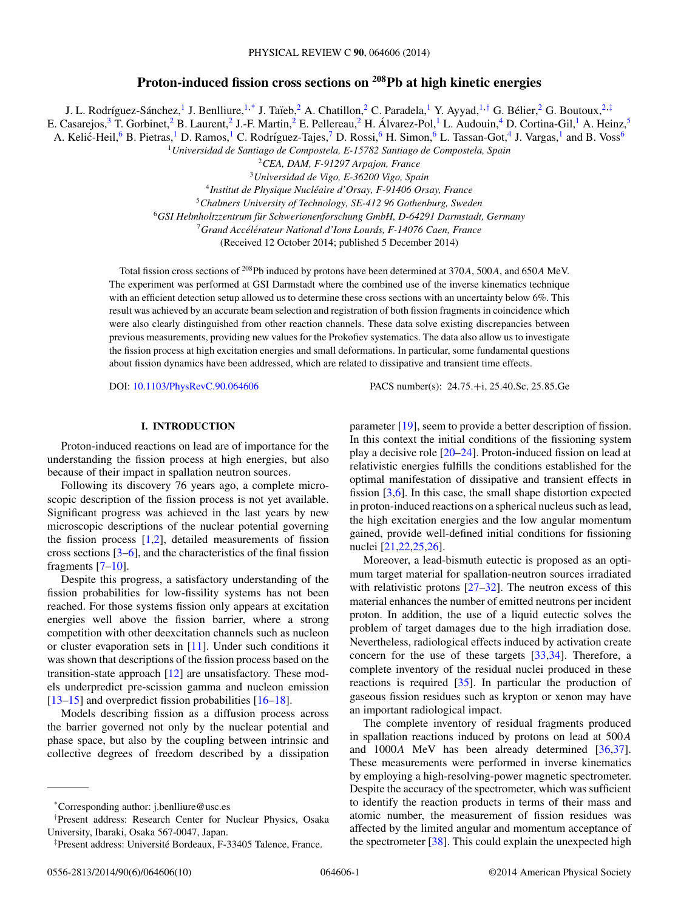# Proton-induced fission cross sections on $^{208}$Pb at high kinetic energies

J. L. Rodríguez-Sánchez,[1] J. Benlliure,[1,*] J. Taïeb,[2] A. Chatillon,[2] C. Paradela,[1] Y. Ayyad,[1,†] G. Bélier,[2] G. Boutoux,[2,‡] E. Casarejos,[3] T. Gorbinet,[2] B. Laurent,[2] J.-F. Martin,[2] E. Pellereau,[2] H. Álvarez-Pol,[1] L. Audouin,[4] D. Cortina-Gil,[1] A. Heinz,[5] A. Kelić-Heil,[6] B. Pietras,[1] D. Ramos,[1] C. Rodríguez-Tajes,[7] D. Rossi,[6] H. Simon,[6] L. Tassan-Got,[4] J. Vargas,[1] and B. Voss[6]

[1] *Universidad de Santiago de Compostela, E-15782 Santiago de Compostela, Spain*
[2] *CEA, DAM, F-91297 Arpajon, France*
[3] *Universidad de Vigo, E-36200 Vigo, Spain*
[4] *Institut de Physique Nucléaire d'Orsay, F-91406 Orsay, France*
[5] *Chalmers University of Technology, SE-412 96 Gothenburg, Sweden*
[6] *GSI Helmholtzzentrum für Schwerionenforschung GmbH, D-64291 Darmstadt, Germany*
[7] *Grand Accélérateur National d'Ions Lourds, F-14076 Caen, France*

(Received 12 October 2014; published 5 December 2014)

Total fission cross sections of $^{208}$Pb induced by protons have been determined at 370$A$, 500$A$, and 650$A$ MeV. The experiment was performed at GSI Darmstadt where the combined use of the inverse kinematics technique with an efficient detection setup allowed us to determine these cross sections with an uncertainty below 6%. This result was achieved by an accurate beam selection and registration of both fission fragments in coincidence which were also clearly distinguished from other reaction channels. These data solve existing discrepancies between previous measurements, providing new values for the Prokofiev systematics. The data also allow us to investigate the fission process at high excitation energies and small deformations. In particular, some fundamental questions about fission dynamics have been addressed, which are related to dissipative and transient time effects.

DOI: 10.1103/PhysRevC.90.064606 PACS number(s): 24.75.+i, 25.40.Sc, 25.85.Ge

## I. INTRODUCTION

Proton-induced reactions on lead are of importance for the understanding the fission process at high energies, but also because of their impact in spallation neutron sources.

Following its discovery 76 years ago, a complete microscopic description of the fission process is not yet available. Significant progress was achieved in the last years by new microscopic descriptions of the nuclear potential governing the fission process [1,2], detailed measurements of fission cross sections [3–6], and the characteristics of the final fission fragments [7–10].

Despite this progress, a satisfactory understanding of the fission probabilities for low-fissility systems has not been reached. For those systems fission only appears at excitation energies well above the fission barrier, where a strong competition with other deexcitation channels such as nucleon or cluster evaporation sets in [11]. Under such conditions it was shown that descriptions of the fission process based on the transition-state approach [12] are unsatisfactory. These models underpredict pre-scission gamma and nucleon emission [13–15] and overpredict fission probabilities [16–18].

Models describing fission as a diffusion process across the barrier governed not only by the nuclear potential and phase space, but also by the coupling between intrinsic and collective degrees of freedom described by a dissipation parameter [19], seem to provide a better description of fission. In this context the initial conditions of the fissioning system play a decisive role [20–24]. Proton-induced fission on lead at relativistic energies fulfills the conditions established for the optimal manifestation of dissipative and transient effects in fission [3,6]. In this case, the small shape distortion expected in proton-induced reactions on a spherical nucleus such as lead, the high excitation energies and the low angular momentum gained, provide well-defined initial conditions for fissioning nuclei [21,22,25,26].

Moreover, a lead-bismuth eutectic is proposed as an optimum target material for spallation-neutron sources irradiated with relativistic protons [27–32]. The neutron excess of this material enhances the number of emitted neutrons per incident proton. In addition, the use of a liquid eutectic solves the problem of target damages due to the high irradiation dose. Nevertheless, radiological effects induced by activation create concern for the use of these targets [33,34]. Therefore, a complete inventory of the residual nuclei produced in these reactions is required [35]. In particular the production of gaseous fission residues such as krypton or xenon may have an important radiological impact.

The complete inventory of residual fragments produced in spallation reactions induced by protons on lead at 500$A$ and 1000$A$ MeV has been already determined [36,37]. These measurements were performed in inverse kinematics by employing a high-resolving-power magnetic spectrometer. Despite the accuracy of the spectrometer, which was sufficient to identify the reaction products in terms of their mass and atomic number, the measurement of fission residues was affected by the limited angular and momentum acceptance of the spectrometer [38]. This could explain the unexpected high

---

*Corresponding author: j.benlliure@usc.es

†Present address: Research Center for Nuclear Physics, Osaka University, Ibaraki, Osaka 567-0047, Japan.

‡Present address: Université Bordeaux, F-33405 Talence, France.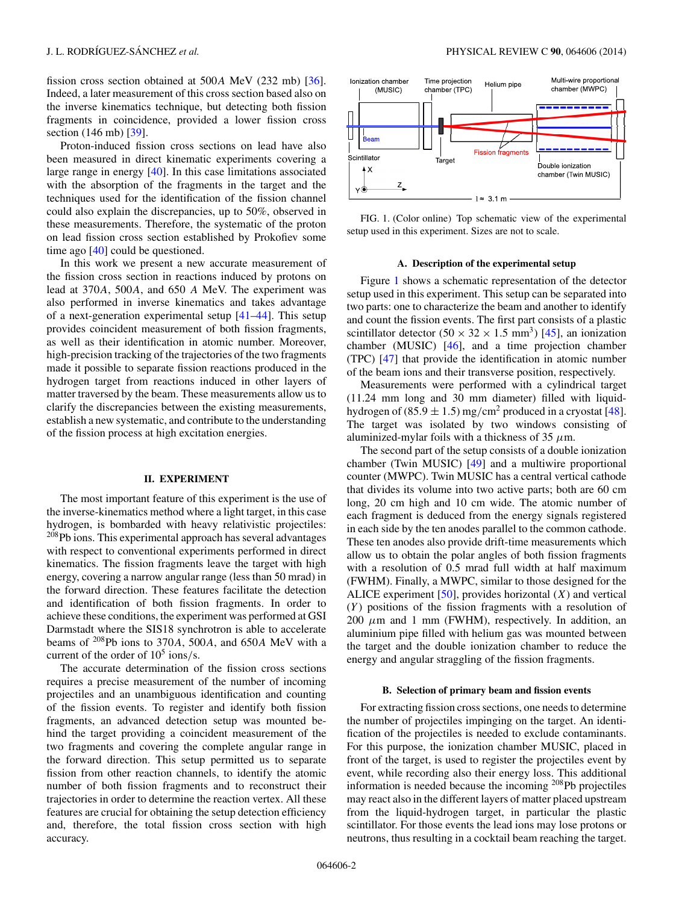fission cross section obtained at 500$A$ MeV (232 mb) [36]. Indeed, a later measurement of this cross section based also on the inverse kinematics technique, but detecting both fission fragments in coincidence, provided a lower fission cross section (146 mb) [39].

Proton-induced fission cross sections on lead have also been measured in direct kinematic experiments covering a large range in energy [40]. In this case limitations associated with the absorption of the fragments in the target and the techniques used for the identification of the fission channel could also explain the discrepancies, up to 50%, observed in these measurements. Therefore, the systematic of the proton on lead fission cross section established by Prokofiev some time ago [40] could be questioned.

In this work we present a new accurate measurement of the fission cross section in reactions induced by protons on lead at 370$A$, 500$A$, and 650 $A$ MeV. The experiment was also performed in inverse kinematics and takes advantage of a next-generation experimental setup [41–44]. This setup provides coincident measurement of both fission fragments, as well as their identification in atomic number. Moreover, high-precision tracking of the trajectories of the two fragments made it possible to separate fission reactions produced in the hydrogen target from reactions induced in other layers of matter traversed by the beam. These measurements allow us to clarify the discrepancies between the existing measurements, establish a new systematic, and contribute to the understanding of the fission process at high excitation energies.

## II. EXPERIMENT

The most important feature of this experiment is the use of the inverse-kinematics method where a light target, in this case hydrogen, is bombarded with heavy relativistic projectiles: $^{208}$Pb ions. This experimental approach has several advantages with respect to conventional experiments performed in direct kinematics. The fission fragments leave the target with high energy, covering a narrow angular range (less than 50 mrad) in the forward direction. These features facilitate the detection and identification of both fission fragments. In order to achieve these conditions, the experiment was performed at GSI Darmstadt where the SIS18 synchrotron is able to accelerate beams of $^{208}$Pb ions to 370$A$, 500$A$, and 650$A$ MeV with a current of the order of $10^5$ ions/s.

The accurate determination of the fission cross sections requires a precise measurement of the number of incoming projectiles and an unambiguous identification and counting of the fission events. To register and identify both fission fragments, an advanced detection setup was mounted behind the target providing a coincident measurement of the two fragments and covering the complete angular range in the forward direction. This setup permitted us to separate fission from other reaction channels, to identify the atomic number of both fission fragments and to reconstruct their trajectories in order to determine the reaction vertex. All these features are crucial for obtaining the setup detection efficiency and, therefore, the total fission cross section with high accuracy.

FIG. 1. (Color online) Top schematic view of the experimental setup used in this experiment. Sizes are not to scale.

### A. Description of the experimental setup

Figure 1 shows a schematic representation of the detector setup used in this experiment. This setup can be separated into two parts: one to characterize the beam and another to identify and count the fission events. The first part consists of a plastic scintillator detector ($50 \times 32 \times 1.5$ mm$^3$) [45], an ionization chamber (MUSIC) [46], and a time projection chamber (TPC) [47] that provide the identification in atomic number of the beam ions and their transverse position, respectively.

Measurements were performed with a cylindrical target (11.24 mm long and 30 mm diameter) filled with liquid-hydrogen of $(85.9 \pm 1.5)$ mg/cm$^2$ produced in a cryostat [48]. The target was isolated by two windows consisting of aluminized-mylar foils with a thickness of 35 $\mu$m.

The second part of the setup consists of a double ionization chamber (Twin MUSIC) [49] and a multiwire proportional counter (MWPC). Twin MUSIC has a central vertical cathode that divides its volume into two active parts; both are 60 cm long, 20 cm high and 10 cm wide. The atomic number of each fragment is deduced from the energy signals registered in each side by the ten anodes parallel to the common cathode. These ten anodes also provide drift-time measurements which allow us to obtain the polar angles of both fission fragments with a resolution of 0.5 mrad full width at half maximum (FWHM). Finally, a MWPC, similar to those designed for the ALICE experiment [50], provides horizontal ($X$) and vertical ($Y$) positions of the fission fragments with a resolution of 200 $\mu$m and 1 mm (FWHM), respectively. In addition, an aluminium pipe filled with helium gas was mounted between the target and the double ionization chamber to reduce the energy and angular straggling of the fission fragments.

### B. Selection of primary beam and fission events

For extracting fission cross sections, one needs to determine the number of projectiles impinging on the target. An identification of the projectiles is needed to exclude contaminants. For this purpose, the ionization chamber MUSIC, placed in front of the target, is used to register the projectiles event by event, while recording also their energy loss. This additional information is needed because the incoming $^{208}$Pb projectiles may react also in the different layers of matter placed upstream from the liquid-hydrogen target, in particular the plastic scintillator. For those events the lead ions may lose protons or neutrons, thus resulting in a cocktail beam reaching the target.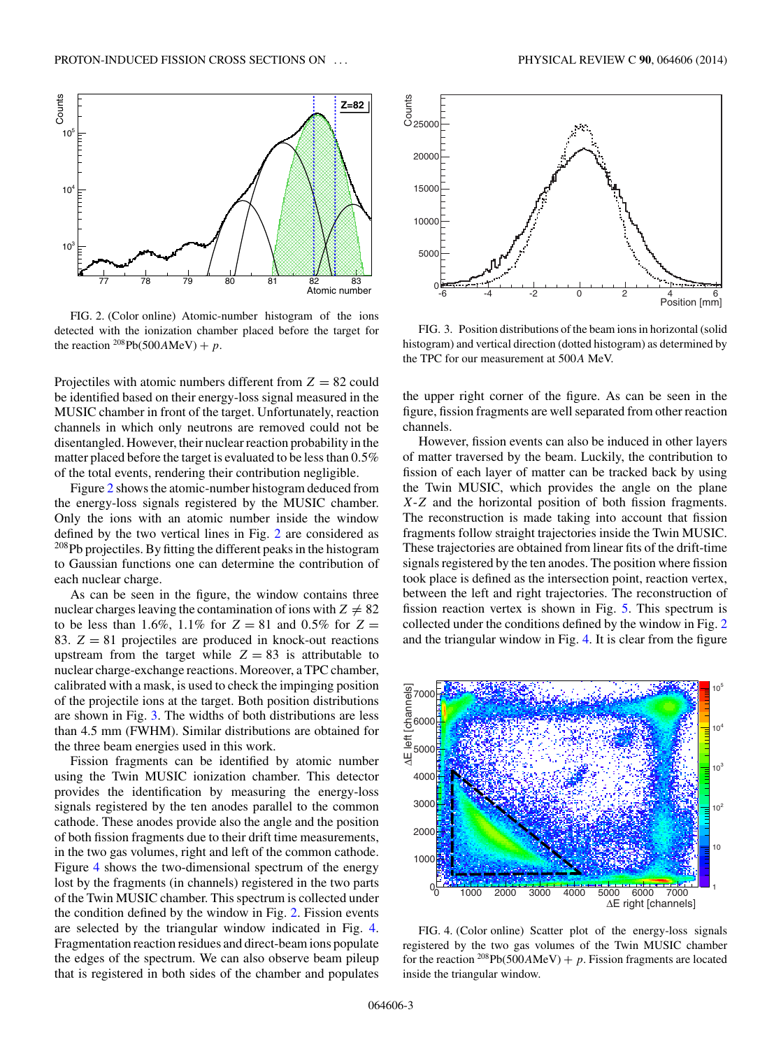FIG. 2. (Color online) Atomic-number histogram of the ions detected with the ionization chamber placed before the target for the reaction $^{208}$Pb(500$A$MeV) + $p$.

FIG. 3. Position distributions of the beam ions in horizontal (solid histogram) and vertical direction (dotted histogram) as determined by the TPC for our measurement at 500$A$ MeV.

Projectiles with atomic numbers different from $Z = 82$ could be identified based on their energy-loss signal measured in the MUSIC chamber in front of the target. Unfortunately, reaction channels in which only neutrons are removed could not be disentangled. However, their nuclear reaction probability in the matter placed before the target is evaluated to be less than 0.5% of the total events, rendering their contribution negligible.

Figure 2 shows the atomic-number histogram deduced from the energy-loss signals registered by the MUSIC chamber. Only the ions with an atomic number inside the window defined by the two vertical lines in Fig. 2 are considered as $^{208}$Pb projectiles. By fitting the different peaks in the histogram to Gaussian functions one can determine the contribution of each nuclear charge.

As can be seen in the figure, the window contains three nuclear charges leaving the contamination of ions with $Z \neq 82$ to be less than 1.6%, 1.1% for $Z = 81$ and 0.5% for $Z = 83$. $Z = 81$ projectiles are produced in knock-out reactions upstream from the target while $Z = 83$ is attributable to nuclear charge-exchange reactions. Moreover, a TPC chamber, calibrated with a mask, is used to check the impinging position of the projectile ions at the target. Both position distributions are shown in Fig. 3. The widths of both distributions are less than 4.5 mm (FWHM). Similar distributions are obtained for the three beam energies used in this work.

Fission fragments can be identified by atomic number using the Twin MUSIC ionization chamber. This detector provides the identification by measuring the energy-loss signals registered by the ten anodes parallel to the common cathode. These anodes provide also the angle and the position of both fission fragments due to their drift time measurements, in the two gas volumes, right and left of the common cathode. Figure 4 shows the two-dimensional spectrum of the energy lost by the fragments (in channels) registered in the two parts of the Twin MUSIC chamber. This spectrum is collected under the condition defined by the window in Fig. 2. Fission events are selected by the triangular window indicated in Fig. 4. Fragmentation reaction residues and direct-beam ions populate the edges of the spectrum. We can also observe beam pileup that is registered in both sides of the chamber and populates the upper right corner of the figure. As can be seen in the figure, fission fragments are well separated from other reaction channels.

However, fission events can also be induced in other layers of matter traversed by the beam. Luckily, the contribution to fission of each layer of matter can be tracked back by using the Twin MUSIC, which provides the angle on the plane $X$-$Z$ and the horizontal position of both fission fragments. The reconstruction is made taking into account that fission fragments follow straight trajectories inside the Twin MUSIC. These trajectories are obtained from linear fits of the drift-time signals registered by the ten anodes. The position where fission took place is defined as the intersection point, reaction vertex, between the left and right trajectories. The reconstruction of fission reaction vertex is shown in Fig. 5. This spectrum is collected under the conditions defined by the window in Fig. 2 and the triangular window in Fig. 4. It is clear from the figure

FIG. 4. (Color online) Scatter plot of the energy-loss signals registered by the two gas volumes of the Twin MUSIC chamber for the reaction $^{208}$Pb(500$A$MeV) + $p$. Fission fragments are located inside the triangular window.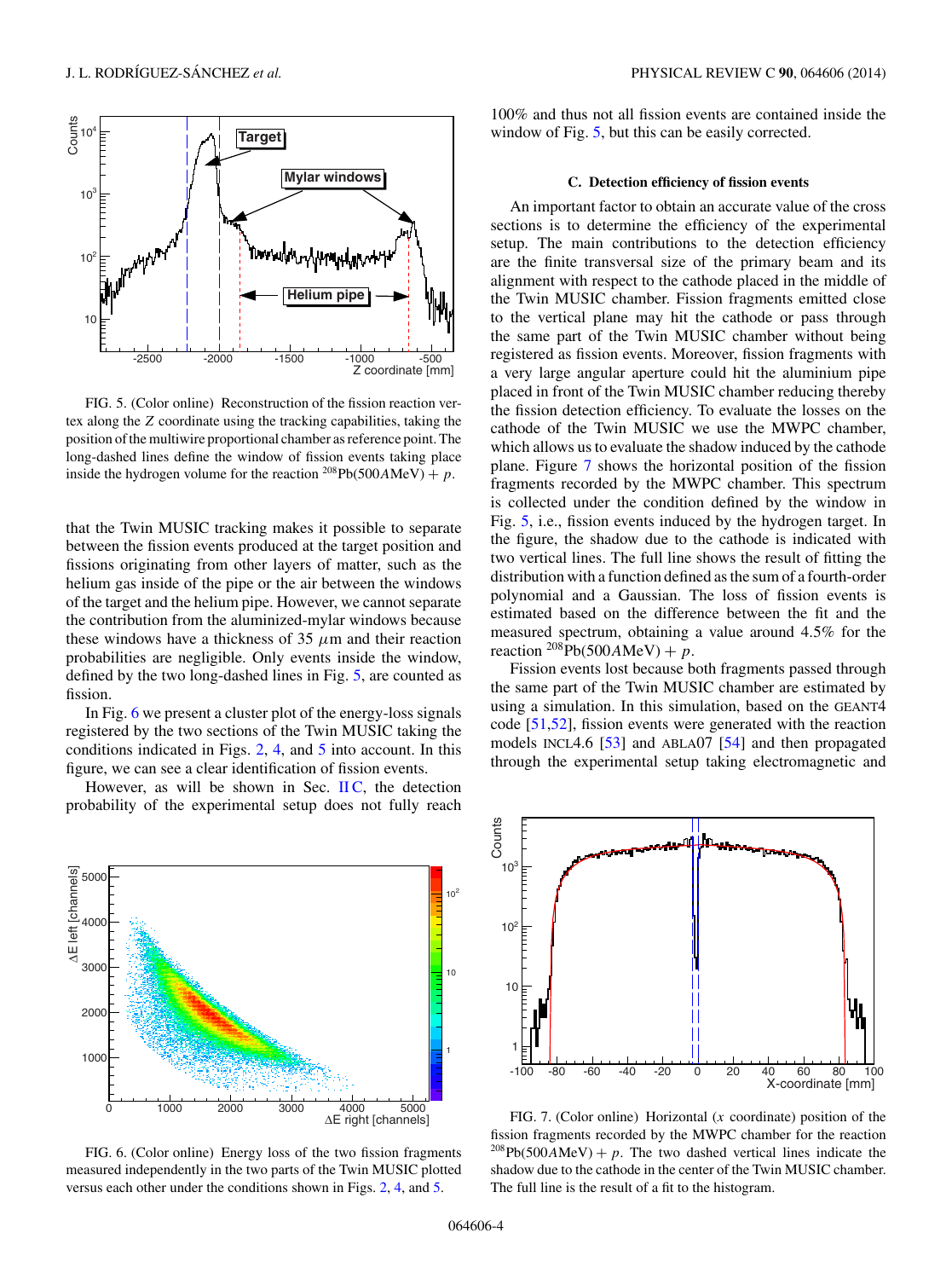FIG. 5. (Color online) Reconstruction of the fission reaction vertex along the $Z$ coordinate using the tracking capabilities, taking the position of the multiwire proportional chamber as reference point. The long-dashed lines define the window of fission events taking place inside the hydrogen volume for the reaction $^{208}$Pb(500$A$MeV) + $p$.

that the Twin MUSIC tracking makes it possible to separate between the fission events produced at the target position and fissions originating from other layers of matter, such as the helium gas inside of the pipe or the air between the windows of the target and the helium pipe. However, we cannot separate the contribution from the aluminized-mylar windows because these windows have a thickness of 35 $\mu$m and their reaction probabilities are negligible. Only events inside the window, defined by the two long-dashed lines in Fig. 5, are counted as fission.

In Fig. 6 we present a cluster plot of the energy-loss signals registered by the two sections of the Twin MUSIC taking the conditions indicated in Figs. 2, 4, and 5 into account. In this figure, we can see a clear identification of fission events.

However, as will be shown in Sec. II C, the detection probability of the experimental setup does not fully reach 100% and thus not all fission events are contained inside the window of Fig. 5, but this can be easily corrected.

FIG. 6. (Color online) Energy loss of the two fission fragments measured independently in the two parts of the Twin MUSIC plotted versus each other under the conditions shown in Figs. 2, 4, and 5.

### C. Detection efficiency of fission events

An important factor to obtain an accurate value of the cross sections is to determine the efficiency of the experimental setup. The main contributions to the detection efficiency are the finite transversal size of the primary beam and its alignment with respect to the cathode placed in the middle of the Twin MUSIC chamber. Fission fragments emitted close to the vertical plane may hit the cathode or pass through the same part of the Twin MUSIC chamber without being registered as fission events. Moreover, fission fragments with a very large angular aperture could hit the aluminium pipe placed in front of the Twin MUSIC chamber reducing thereby the fission detection efficiency. To evaluate the losses on the cathode of the Twin MUSIC we use the MWPC chamber, which allows us to evaluate the shadow induced by the cathode plane. Figure 7 shows the horizontal position of the fission fragments recorded by the MWPC chamber. This spectrum is collected under the condition defined by the window in Fig. 5, i.e., fission events induced by the hydrogen target. In the figure, the shadow due to the cathode is indicated with two vertical lines. The full line shows the result of fitting the distribution with a function defined as the sum of a fourth-order polynomial and a Gaussian. The loss of fission events is estimated based on the difference between the fit and the measured spectrum, obtaining a value around 4.5% for the reaction $^{208}$Pb(500$A$MeV) + $p$.

Fission events lost because both fragments passed through the same part of the Twin MUSIC chamber are estimated by using a simulation. In this simulation, based on the GEANT4 code [51,52], fission events were generated with the reaction models INCL4.6 [53] and ABLA07 [54] and then propagated through the experimental setup taking electromagnetic and

FIG. 7. (Color online) Horizontal ($x$ coordinate) position of the fission fragments recorded by the MWPC chamber for the reaction $^{208}$Pb(500$A$MeV) + $p$. The two dashed vertical lines indicate the shadow due to the cathode in the center of the Twin MUSIC chamber. The full line is the result of a fit to the histogram.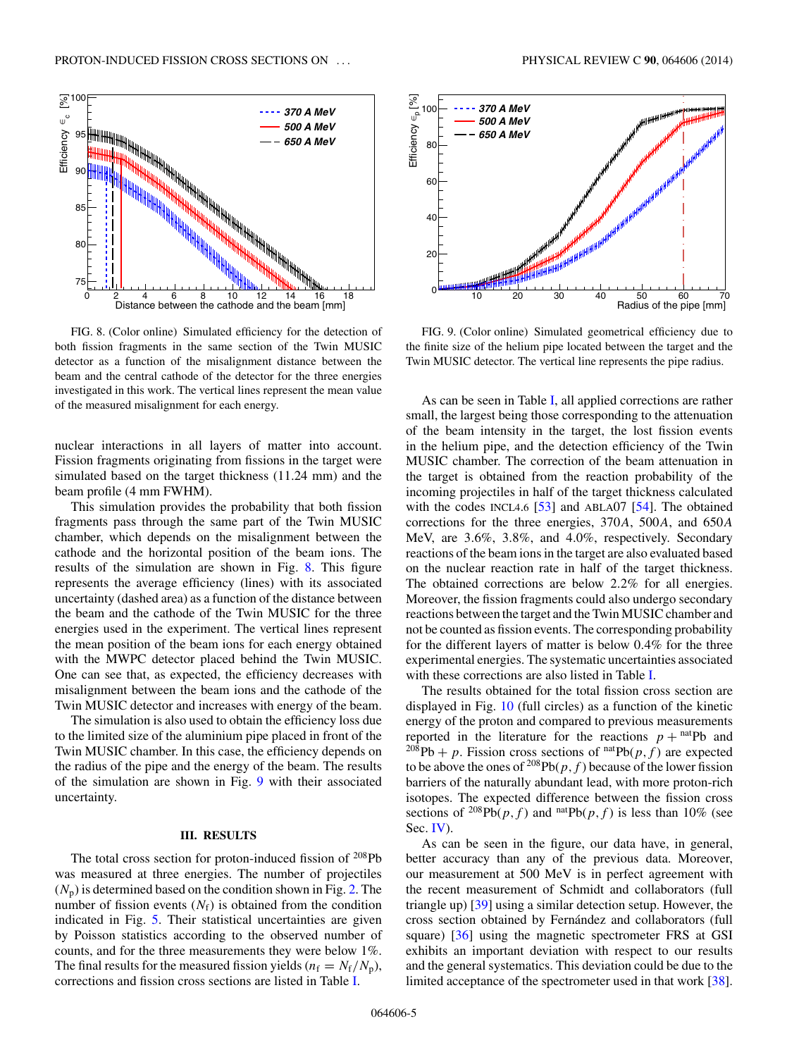FIG. 8. (Color online) Simulated efficiency for the detection of both fission fragments in the same section of the Twin MUSIC detector as a function of the misalignment distance between the beam and the central cathode of the detector for the three energies investigated in this work. The vertical lines represent the mean value of the measured misalignment for each energy.

FIG. 9. (Color online) Simulated geometrical efficiency due to the finite size of the helium pipe located between the target and the Twin MUSIC detector. The vertical line represents the pipe radius.

nuclear interactions in all layers of matter into account. Fission fragments originating from fissions in the target were simulated based on the target thickness (11.24 mm) and the beam profile (4 mm FWHM).

This simulation provides the probability that both fission fragments pass through the same part of the Twin MUSIC chamber, which depends on the misalignment between the cathode and the horizontal position of the beam ions. The results of the simulation are shown in Fig. 8. This figure represents the average efficiency (lines) with its associated uncertainty (dashed area) as a function of the distance between the beam and the cathode of the Twin MUSIC for the three energies used in the experiment. The vertical lines represent the mean position of the beam ions for each energy obtained with the MWPC detector placed behind the Twin MUSIC. One can see that, as expected, the efficiency decreases with misalignment between the beam ions and the cathode of the Twin MUSIC detector and increases with energy of the beam.

The simulation is also used to obtain the efficiency loss due to the limited size of the aluminium pipe placed in front of the Twin MUSIC chamber. In this case, the efficiency depends on the radius of the pipe and the energy of the beam. The results of the simulation are shown in Fig. 9 with their associated uncertainty.

## III. RESULTS

The total cross section for proton-induced fission of $^{208}$Pb was measured at three energies. The number of projectiles ($N_p$) is determined based on the condition shown in Fig. 2. The number of fission events ($N_f$) is obtained from the condition indicated in Fig. 5. Their statistical uncertainties are given by Poisson statistics according to the observed number of counts, and for the three measurements they were below 1%. The final results for the measured fission yields ($n_f = N_f/N_p$), corrections and fission cross sections are listed in Table I.

As can be seen in Table I, all applied corrections are rather small, the largest being those corresponding to the attenuation of the beam intensity in the target, the lost fission events in the helium pipe, and the detection efficiency of the Twin MUSIC chamber. The correction of the beam attenuation in the target is obtained from the reaction probability of the incoming projectiles in half of the target thickness calculated with the codes INCL4.6 [53] and ABLA07 [54]. The obtained corrections for the three energies, 370$A$, 500$A$, and 650$A$ MeV, are 3.6%, 3.8%, and 4.0%, respectively. Secondary reactions of the beam ions in the target are also evaluated based on the nuclear reaction rate in half of the target thickness. The obtained corrections are below 2.2% for all energies. Moreover, the fission fragments could also undergo secondary reactions between the target and the Twin MUSIC chamber and not be counted as fission events. The corresponding probability for the different layers of matter is below 0.4% for the three experimental energies. The systematic uncertainties associated with these corrections are also listed in Table I.

The results obtained for the total fission cross section are displayed in Fig. 10 (full circles) as a function of the kinetic energy of the proton and compared to previous measurements reported in the literature for the reactions $p + {}^{\mathrm{nat}}$Pb and $^{208}$Pb $+ p$. Fission cross sections of $^{\mathrm{nat}}$Pb$(p,f)$ are expected to be above the ones of $^{208}$Pb$(p,f)$ because of the lower fission barriers of the naturally abundant lead, with more proton-rich isotopes. The expected difference between the fission cross sections of $^{208}$Pb$(p,f)$ and $^{\mathrm{nat}}$Pb$(p,f)$ is less than 10% (see Sec. IV).

As can be seen in the figure, our data have, in general, better accuracy than any of the previous data. Moreover, our measurement at 500 MeV is in perfect agreement with the recent measurement of Schmidt and collaborators (full triangle up) [39] using a similar detection setup. However, the cross section obtained by Fernández and collaborators (full square) [36] using the magnetic spectrometer FRS at GSI exhibits an important deviation with respect to our results and the general systematics. This deviation could be due to the limited acceptance of the spectrometer used in that work [38].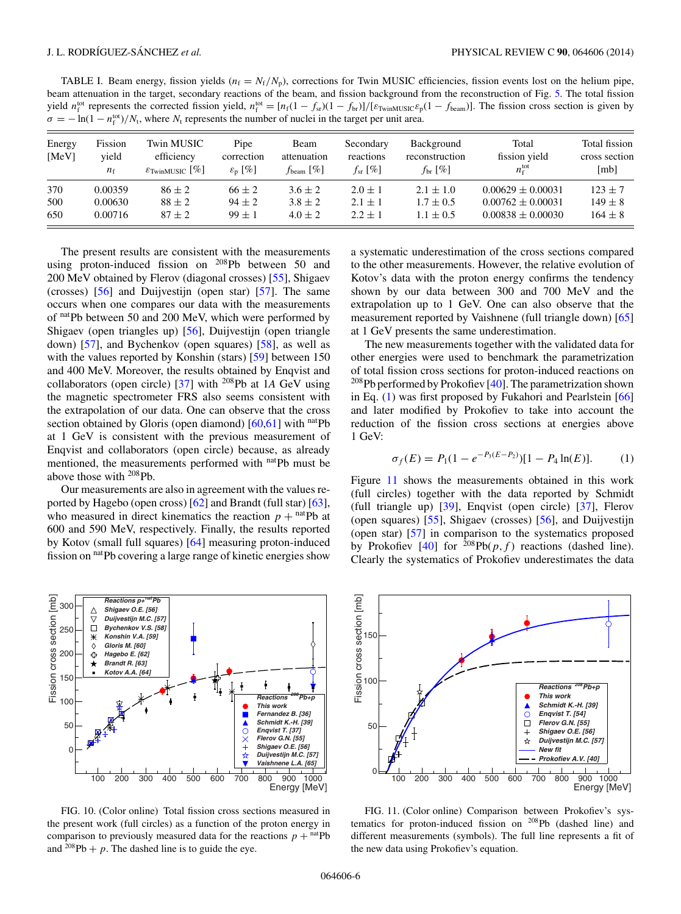TABLE I. Beam energy, fission yields ($n_f = N_f/N_p$), corrections for Twin MUSIC efficiencies, fission events lost on the helium pipe, beam attenuation in the target, secondary reactions of the beam, and fission background from the reconstruction of Fig. 5. The total fission yield $n_f^{tot}$ represents the corrected fission yield, $n_f^{tot} = [n_f(1 - f_{sr})(1 - f_{br})]/[\varepsilon_{TwinMUSIC}\varepsilon_p(1 - f_{beam})]$. The fission cross section is given by $\sigma = -\ln(1 - n_f^{tot})/N_t$, where $N_t$ represents the number of nuclei in the target per unit area.

| Energy [MeV] | Fission yield $n_f$ | Twin MUSIC efficiency $\varepsilon_{TwinMUSIC}$ [%] | Pipe correction $\varepsilon_p$ [%] | Beam attenuation $f_{beam}$ [%] | Secondary reactions $f_{sr}$ [%] | Background reconstruction $f_{br}$ [%] | Total fission yield $n_f^{tot}$ | Total fission cross section [mb] |
|---|---|---|---|---|---|---|---|---|
| 370 | 0.00359 | $86 \pm 2$ | $66 \pm 2$ | $3.6 \pm 2$ | $2.0 \pm 1$ | $2.1 \pm 1.0$ | $0.00629 \pm 0.00031$ | $123 \pm 7$ |
| 500 | 0.00630 | $88 \pm 2$ | $94 \pm 2$ | $3.8 \pm 2$ | $2.1 \pm 1$ | $1.7 \pm 0.5$ | $0.00762 \pm 0.00031$ | $149 \pm 8$ |
| 650 | 0.00716 | $87 \pm 2$ | $99 \pm 1$ | $4.0 \pm 2$ | $2.2 \pm 1$ | $1.1 \pm 0.5$ | $0.00838 \pm 0.00030$ | $164 \pm 8$ |

The present results are consistent with the measurements using proton-induced fission on $^{208}$Pb between 50 and 200 MeV obtained by Flerov (diagonal crosses) [55], Shigaev (crosses) [56] and Duijvestijn (open star) [57]. The same occurs when one compares our data with the measurements of $^{nat}$Pb between 50 and 200 MeV, which were performed by Shigaev (open triangles up) [56], Duijvestijn (open triangle down) [57], and Bychenkov (open squares) [58], as well as with the values reported by Konshin (stars) [59] between 150 and 400 MeV. Moreover, the results obtained by Enqvist and collaborators (open circle) [37] with $^{208}$Pb at 1$A$ GeV using the magnetic spectrometer FRS also seems consistent with the extrapolation of our data. One can observe that the cross section obtained by Gloris (open diamond) [60,61] with $^{nat}$Pb at 1 GeV is consistent with the previous measurement of Enqvist and collaborators (open circle) because, as already mentioned, the measurements performed with $^{nat}$Pb must be above those with $^{208}$Pb.

Our measurements are also in agreement with the values reported by Hagebo (open cross) [62] and Brandt (full star) [63], who measured in direct kinematics the reaction $p + {}^{nat}$Pb at 600 and 590 MeV, respectively. Finally, the results reported by Kotov (small full squares) [64] measuring proton-induced fission on $^{nat}$Pb covering a large range of kinetic energies show a systematic underestimation of the cross sections compared to the other measurements. However, the relative evolution of Kotov's data with the proton energy confirms the tendency shown by our data between 300 and 700 MeV and the extrapolation up to 1 GeV. One can also observe that the measurement reported by Vaishnene (full triangle down) [65] at 1 GeV presents the same underestimation.

The new measurements together with the validated data for other energies were used to benchmark the parametrization of total fission cross sections for proton-induced reactions on $^{208}$Pb performed by Prokofiev [40]. The parametrization shown in Eq. (1) was first proposed by Fukahori and Pearlstein [66] and later modified by Prokofiev to take into account the reduction of the fission cross sections at energies above 1 GeV:

$$\sigma_f(E) = P_1(1 - e^{-P_3(E-P_2)})[1 - P_4 \ln(E)]. \quad (1)$$

Figure 11 shows the measurements obtained in this work (full circles) together with the data reported by Schmidt (full triangle up) [39], Enqvist (open circle) [37], Flerov (open squares) [55], Shigaev (crosses) [56], and Duijvestijn (open star) [57] in comparison to the systematics proposed by Prokofiev [40] for $^{208}$Pb$(p,f)$ reactions (dashed line). Clearly the systematics of Prokofiev underestimates the data

FIG. 10. (Color online) Total fission cross sections measured in the present work (full circles) as a function of the proton energy in comparison to previously measured data for the reactions $p + {}^{nat}$Pb and $^{208}$Pb $+ p$. The dashed line is to guide the eye.

FIG. 11. (Color online) Comparison between Prokofiev's systematics for proton-induced fission on $^{208}$Pb (dashed line) and different measurements (symbols). The full line represents a fit of the new data using Prokofiev's equation.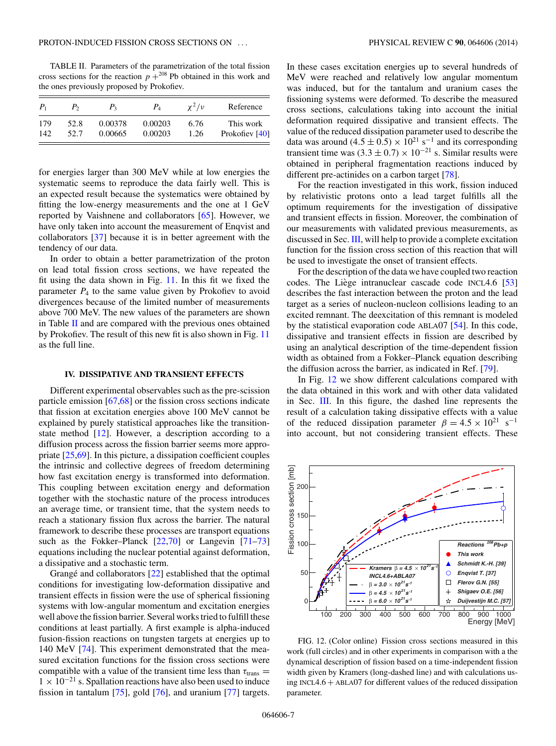TABLE II. Parameters of the parametrization of the total fission cross sections for the reaction $p + ^{208}$Pb obtained in this work and the ones previously proposed by Prokofiev.

| $P_1$ | $P_2$ | $P_3$ | $P_4$ | $\chi^2/\nu$ | Reference |
|---|---|---|---|---|---|
| 179 | 52.8 | 0.00378 | 0.00203 | 6.76 | This work |
| 142 | 52.7 | 0.00665 | 0.00203 | 1.26 | Prokofiev [40] |

for energies larger than 300 MeV while at low energies the systematic seems to reproduce the data fairly well. This is an expected result because the systematics were obtained by fitting the low-energy measurements and the one at 1 GeV reported by Vaishnene and collaborators [65]. However, we have only taken into account the measurement of Enqvist and collaborators [37] because it is in better agreement with the tendency of our data.

In order to obtain a better parametrization of the proton on lead total fission cross sections, we have repeated the fit using the data shown in Fig. 11. In this fit we fixed the parameter $P_4$ to the same value given by Prokofiev to avoid divergences because of the limited number of measurements above 700 MeV. The new values of the parameters are shown in Table II and are compared with the previous ones obtained by Prokofiev. The result of this new fit is also shown in Fig. 11 as the full line.

## IV. DISSIPATIVE AND TRANSIENT EFFECTS

Different experimental observables such as the pre-scission particle emission [67,68] or the fission cross sections indicate that fission at excitation energies above 100 MeV cannot be explained by purely statistical approaches like the transition-state method [12]. However, a description according to a diffusion process across the fission barrier seems more appropriate [25,69]. In this picture, a dissipation coefficient couples the intrinsic and collective degrees of freedom determining how fast excitation energy is transformed into deformation. This coupling between excitation energy and deformation together with the stochastic nature of the process introduces an average time, or transient time, that the system needs to reach a stationary fission flux across the barrier. The natural framework to describe these processes are transport equations such as the Fokker–Planck [22,70] or Langevin [71–73] equations including the nuclear potential against deformation, a dissipative and a stochastic term.

Grangé and collaborators [22] established that the optimal conditions for investigating low-deformation dissipative and transient effects in fission were the use of spherical fissioning systems with low-angular momentum and excitation energies well above the fission barrier. Several works tried to fulfill these conditions at least partially. A first example is alpha-induced fusion-fission reactions on tungsten targets at energies up to 140 MeV [74]. This experiment demonstrated that the measured excitation functions for the fission cross sections were compatible with a value of the transient time less than $\tau_{\text{trans}} = 1 \times 10^{-21}$ s. Spallation reactions have also been used to induce fission in tantalum [75], gold [76], and uranium [77] targets. In these cases excitation energies up to several hundreds of MeV were reached and relatively low angular momentum was induced, but for the tantalum and uranium cases the fissioning systems were deformed. To describe the measured cross sections, calculations taking into account the initial deformation required dissipative and transient effects. The value of the reduced dissipation parameter used to describe the data was around $(4.5 \pm 0.5) \times 10^{21}$ s$^{-1}$ and its corresponding transient time was $(3.3 \pm 0.7) \times 10^{-21}$ s. Similar results were obtained in peripheral fragmentation reactions induced by different pre-actinides on a carbon target [78].

For the reaction investigated in this work, fission induced by relativistic protons onto a lead target fulfills all the optimum requirements for the investigation of dissipative and transient effects in fission. Moreover, the combination of our measurements with validated previous measurements, as discussed in Sec. III, will help to provide a complete excitation function for the fission cross section of this reaction that will be used to investigate the onset of transient effects.

For the description of the data we have coupled two reaction codes. The Liège intranuclear cascade code INCL4.6 [53] describes the fast interaction between the proton and the lead target as a series of nucleon-nucleon collisions leading to an excited remnant. The deexcitation of this remnant is modeled by the statistical evaporation code ABLA07 [54]. In this code, dissipative and transient effects in fission are described by using an analytical description of the time-dependent fission width as obtained from a Fokker–Planck equation describing the diffusion across the barrier, as indicated in Ref. [79].

In Fig. 12 we show different calculations compared with the data obtained in this work and with other data validated in Sec. III. In this figure, the dashed line represents the result of a calculation taking dissipative effects with a value of the reduced dissipation parameter $\beta = 4.5 \times 10^{21}$ s$^{-1}$ into account, but not considering transient effects. These

FIG. 12. (Color online) Fission cross sections measured in this work (full circles) and in other experiments in comparison with a the dynamical description of fission based on a time-independent fission width given by Kramers (long-dashed line) and with calculations using INCL4.6 + ABLA07 for different values of the reduced dissipation parameter.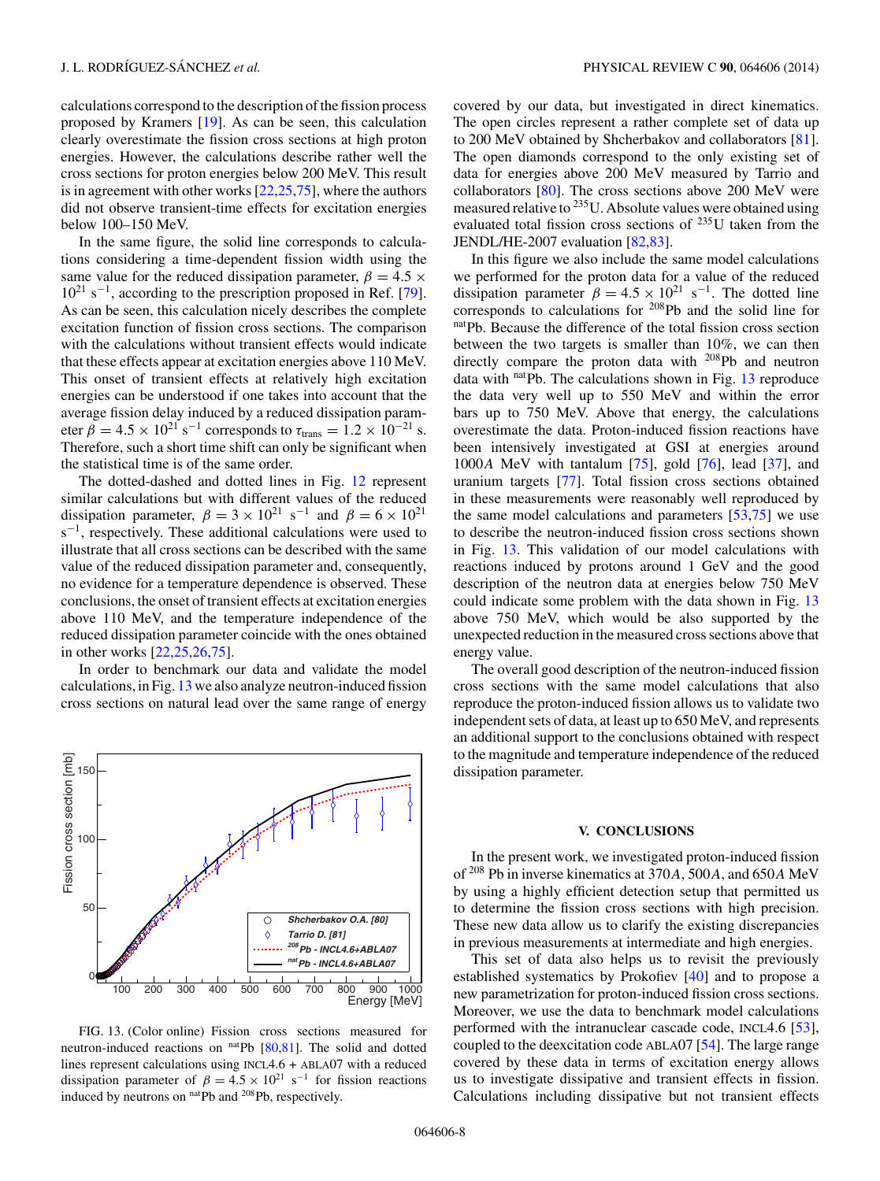calculations correspond to the description of the fission process proposed by Kramers [19]. As can be seen, this calculation clearly overestimate the fission cross sections at high proton energies. However, the calculations describe rather well the cross sections for proton energies below 200 MeV. This result is in agreement with other works [22,25,75], where the authors did not observe transient-time effects for excitation energies below 100–150 MeV.

In the same figure, the solid line corresponds to calculations considering a time-dependent fission width using the same value for the reduced dissipation parameter, $\beta = 4.5 \times 10^{21}$ s$^{-1}$, according to the prescription proposed in Ref. [79]. As can be seen, this calculation nicely describes the complete excitation function of fission cross sections. The comparison with the calculations without transient effects would indicate that these effects appear at excitation energies above 110 MeV. This onset of transient effects at relatively high excitation energies can be understood if one takes into account that the average fission delay induced by a reduced dissipation parameter $\beta = 4.5 \times 10^{21}$ s$^{-1}$ corresponds to $\tau_{\rm trans} = 1.2 \times 10^{-21}$ s. Therefore, such a short time shift can only be significant when the statistical time is of the same order.

The dotted-dashed and dotted lines in Fig. 12 represent similar calculations but with different values of the reduced dissipation parameter, $\beta = 3 \times 10^{21}$ s$^{-1}$ and $\beta = 6 \times 10^{21}$ s$^{-1}$, respectively. These additional calculations were used to illustrate that all cross sections can be described with the same value of the reduced dissipation parameter and, consequently, no evidence for a temperature dependence is observed. These conclusions, the onset of transient effects at excitation energies above 110 MeV, and the temperature independence of the reduced dissipation parameter coincide with the ones obtained in other works [22,25,26,75].

In order to benchmark our data and validate the model calculations, in Fig. 13 we also analyze neutron-induced fission cross sections on natural lead over the same range of energy covered by our data, but investigated in direct kinematics. The open circles represent a rather complete set of data up to 200 MeV obtained by Shcherbakov and collaborators [81]. The open diamonds correspond to the only existing set of data for energies above 200 MeV measured by Tarrio and collaborators [80]. The cross sections above 200 MeV were measured relative to $^{235}$U. Absolute values were obtained using evaluated total fission cross sections of $^{235}$U taken from the JENDL/HE-2007 evaluation [82,83].

In this figure we also include the same model calculations we performed for the proton data for a value of the reduced dissipation parameter $\beta = 4.5 \times 10^{21}$ s$^{-1}$. The dotted line corresponds to calculations for $^{208}$Pb and the solid line for $^{\rm nat}$Pb. Because the difference of the total fission cross section between the two targets is smaller than 10%, we can then directly compare the proton data with $^{208}$Pb and neutron data with $^{\rm nat}$Pb. The calculations shown in Fig. 13 reproduce the data very well up to 550 MeV and within the error bars up to 750 MeV. Above that energy, the calculations overestimate the data. Proton-induced fission reactions have been intensively investigated at GSI at energies around 1000$A$ MeV with tantalum [75], gold [76], lead [37], and uranium targets [77]. Total fission cross sections obtained in these measurements were reasonably well reproduced by the same model calculations and parameters [53,75] we use to describe the neutron-induced fission cross sections shown in Fig. 13. This validation of our model calculations with reactions induced by protons around 1 GeV and the good description of the neutron data at energies below 750 MeV could indicate some problem with the data shown in Fig. 13 above 750 MeV, which would be also supported by the unexpected reduction in the measured cross sections above that energy value.

The overall good description of the neutron-induced fission cross sections with the same model calculations that also reproduce the proton-induced fission allows us to validate two independent sets of data, at least up to 650 MeV, and represents an additional support to the conclusions obtained with respect to the magnitude and temperature independence of the reduced dissipation parameter.

FIG. 13. (Color online) Fission cross sections measured for neutron-induced reactions on $^{\rm nat}$Pb [80,81]. The solid and dotted lines represent calculations using INCL4.6 + ABLA07 with a reduced dissipation parameter of $\beta = 4.5 \times 10^{21}$ s$^{-1}$ for fission reactions induced by neutrons on $^{\rm nat}$Pb and $^{208}$Pb, respectively.

## V. CONCLUSIONS

In the present work, we investigated proton-induced fission of $^{208}$Pb in inverse kinematics at 370$A$, 500$A$, and 650$A$ MeV by using a highly efficient detection setup that permitted us to determine the fission cross sections with high precision. These new data allow us to clarify the existing discrepancies in previous measurements at intermediate and high energies.

This set of data also helps us to revisit the previously established systematics by Prokofiev [40] and to propose a new parametrization for proton-induced fission cross sections. Moreover, we use the data to benchmark model calculations performed with the intranuclear cascade code, INCL4.6 [53], coupled to the deexcitation code ABLA07 [54]. The large range covered by these data in terms of excitation energy allows us to investigate dissipative and transient effects in fission. Calculations including dissipative but not transient effects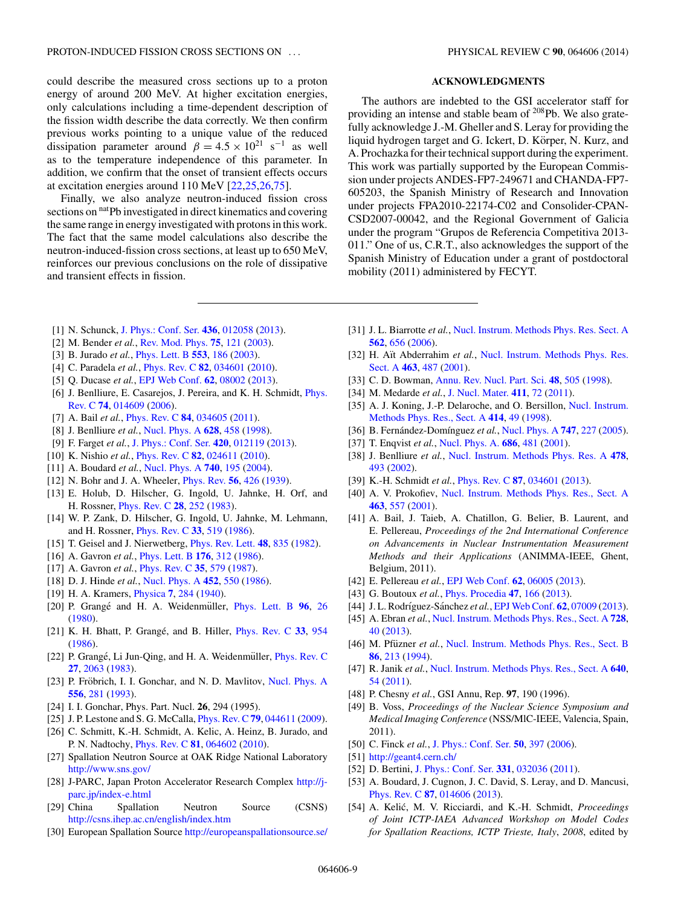could describe the measured cross sections up to a proton energy of around 200 MeV. At higher excitation energies, only calculations including a time-dependent description of the fission width describe the data correctly. We then confirm previous works pointing to a unique value of the reduced dissipation parameter around $\beta = 4.5 \times 10^{21}$ s$^{-1}$ as well as to the temperature independence of this parameter. In addition, we confirm that the onset of transient effects occurs at excitation energies around 110 MeV [22,25,26,75].

Finally, we also analyze neutron-induced fission cross sections on $^{\mathrm{nat}}$Pb investigated in direct kinematics and covering the same range in energy investigated with protons in this work. The fact that the same model calculations also describe the neutron-induced-fission cross sections, at least up to 650 MeV, reinforces our previous conclusions on the role of dissipative and transient effects in fission.

## ACKNOWLEDGMENTS

The authors are indebted to the GSI accelerator staff for providing an intense and stable beam of $^{208}$Pb. We also gratefully acknowledge J.-M. Gheller and S. Leray for providing the liquid hydrogen target and G. Ickert, D. Körper, N. Kurz, and A. Prochazka for their technical support during the experiment. This work was partially supported by the European Commission under projects ANDES-FP7-249671 and CHANDA-FP7-605203, the Spanish Ministry of Research and Innovation under projects FPA2010-22174-C02 and Consolider-CPAN-CSD2007-00042, and the Regional Government of Galicia under the program "Grupos de Referencia Competitiva 2013-011." One of us, C.R.T., also acknowledges the support of the Spanish Ministry of Education under a grant of postdoctoral mobility (2011) administered by FECYT.

---

[1] N. Schunck, J. Phys.: Conf. Ser. **436**, 012058 (2013).
[2] M. Bender *et al.*, Rev. Mod. Phys. **75**, 121 (2003).
[3] B. Jurado *et al.*, Phys. Lett. B **553**, 186 (2003).
[4] C. Paradela *et al.*, Phys. Rev. C **82**, 034601 (2010).
[5] Q. Ducase *et al.*, EPJ Web Conf. **62**, 08002 (2013).
[6] J. Benlliure, E. Casarejos, J. Pereira, and K. H. Schmidt, Phys. Rev. C **74**, 014609 (2006).
[7] A. Bail *et al.*, Phys. Rev. C **84**, 034605 (2011).
[8] J. Benlliure *et al.*, Nucl. Phys. A **628**, 458 (1998).
[9] F. Farget *et al.*, J. Phys.: Conf. Ser. **420**, 012119 (2013).
[10] K. Nishio *et al.*, Phys. Rev. C **82**, 024611 (2010).
[11] A. Boudard *et al.*, Nucl. Phys. A **740**, 195 (2004).
[12] N. Bohr and J. A. Wheeler, Phys. Rev. **56**, 426 (1939).
[13] E. Holub, D. Hilscher, G. Ingold, U. Jahnke, H. Orf, and H. Rossner, Phys. Rev. C **28**, 252 (1983).
[14] W. P. Zank, D. Hilscher, G. Ingold, U. Jahnke, M. Lehmann, and H. Rossner, Phys. Rev. C **33**, 519 (1986).
[15] T. Geisel and J. Nierwetberg, Phys. Rev. Lett. **48**, 835 (1982).
[16] A. Gavron *et al.*, Phys. Lett. B **176**, 312 (1986).
[17] A. Gavron *et al.*, Phys. Rev. C **35**, 579 (1987).
[18] D. J. Hinde *et al.*, Nucl. Phys. A **452**, 550 (1986).
[19] H. A. Kramers, Physica **7**, 284 (1940).
[20] P. Grangé and H. A. Weidenmüller, Phys. Lett. B **96**, 26 (1980).
[21] K. H. Bhatt, P. Grangé, and B. Hiller, Phys. Rev. C **33**, 954 (1986).
[22] P. Grangé, Li Jun-Qing, and H. A. Weidenmüller, Phys. Rev. C **27**, 2063 (1983).
[23] P. Fröbrich, I. I. Gonchar, and N. D. Mavlitov, Nucl. Phys. A **556**, 281 (1993).
[24] I. I. Gonchar, Phys. Part. Nucl. **26**, 294 (1995).
[25] J. P. Lestone and S. G. McCalla, Phys. Rev. C **79**, 044611 (2009).
[26] C. Schmitt, K.-H. Schmidt, A. Kelic, A. Heinz, B. Jurado, and P. N. Nadtochy, Phys. Rev. C **81**, 064602 (2010).
[27] Spallation Neutron Source at OAK Ridge National Laboratory http://www.sns.gov/
[28] J-PARC, Japan Proton Accelerator Research Complex http://j-parc.jp/index-e.html
[29] China Spallation Neutron Source (CSNS) http://csns.ihep.ac.cn/english/index.htm
[30] European Spallation Source http://europeanspallationsource.se/
[31] J. L. Biarrotte *et al.*, Nucl. Instrum. Methods Phys. Res. Sect. A **562**, 656 (2006).
[32] H. Aït Abderrahim *et al.*, Nucl. Instrum. Methods Phys. Res. Sect. A **463**, 487 (2001).
[33] C. D. Bowman, Annu. Rev. Nucl. Part. Sci. **48**, 505 (1998).
[34] M. Medarde *et al.*, J. Nucl. Mater. **411**, 72 (2011).
[35] A. J. Koning, J.-P. Delaroche, and O. Bersillon, Nucl. Instrum. Methods Phys. Res., Sect. A **414**, 49 (1998).
[36] B. Fernández-Domínguez *et al.*, Nucl. Phys. A **747**, 227 (2005).
[37] T. Enqvist *et al.*, Nucl. Phys. A. **686**, 481 (2001).
[38] J. Benlliure *et al.*, Nucl. Instrum. Methods Phys. Res. A **478**, 493 (2002).
[39] K.-H. Schmidt *et al.*, Phys. Rev. C **87**, 034601 (2013).
[40] A. V. Prokofiev, Nucl. Instrum. Methods Phys. Res., Sect. A **463**, 557 (2001).
[41] A. Bail, J. Taieb, A. Chatillon, G. Belier, B. Laurent, and E. Pellereau, *Proceedings of the 2nd International Conference on Advancements in Nuclear Instrumentation Measurement Methods and their Applications* (ANIMMA-IEEE, Ghent, Belgium, 2011).
[42] E. Pellereau *et al.*, EPJ Web Conf. **62**, 06005 (2013).
[43] G. Boutoux *et al.*, Phys. Procedia **47**, 166 (2013).
[44] J. L. Rodríguez-Sánchez *et al.*, EPJ Web Conf. **62**, 07009 (2013).
[45] A. Ebran *et al.*, Nucl. Instrum. Methods Phys. Res., Sect. A **728**, 40 (2013).
[46] M. Pfützner *et al.*, Nucl. Instrum. Methods Phys. Res., Sect. B **86**, 213 (1994).
[47] R. Janik *et al.*, Nucl. Instrum. Methods Phys. Res., Sect. A **640**, 54 (2011).
[48] P. Chesny *et al.*, GSI Annu, Rep. **97**, 190 (1996).
[49] B. Voss, *Proceedings of the Nuclear Science Symposium and Medical Imaging Conference* (NSS/MIC-IEEE, Valencia, Spain, 2011).
[50] C. Finck *et al.*, J. Phys.: Conf. Ser. **50**, 397 (2006).
[51] http://geant4.cern.ch/
[52] D. Bertini, J. Phys.: Conf. Ser. **331**, 032036 (2011).
[53] A. Boudard, J. Cugnon, J. C. David, S. Leray, and D. Mancusi, Phys. Rev. C **87**, 014606 (2013).
[54] A. Kelić, M. V. Ricciardi, and K.-H. Schmidt, *Proceedings of Joint ICTP-IAEA Advanced Workshop on Model Codes for Spallation Reactions, ICTP Trieste, Italy, 2008*, edited by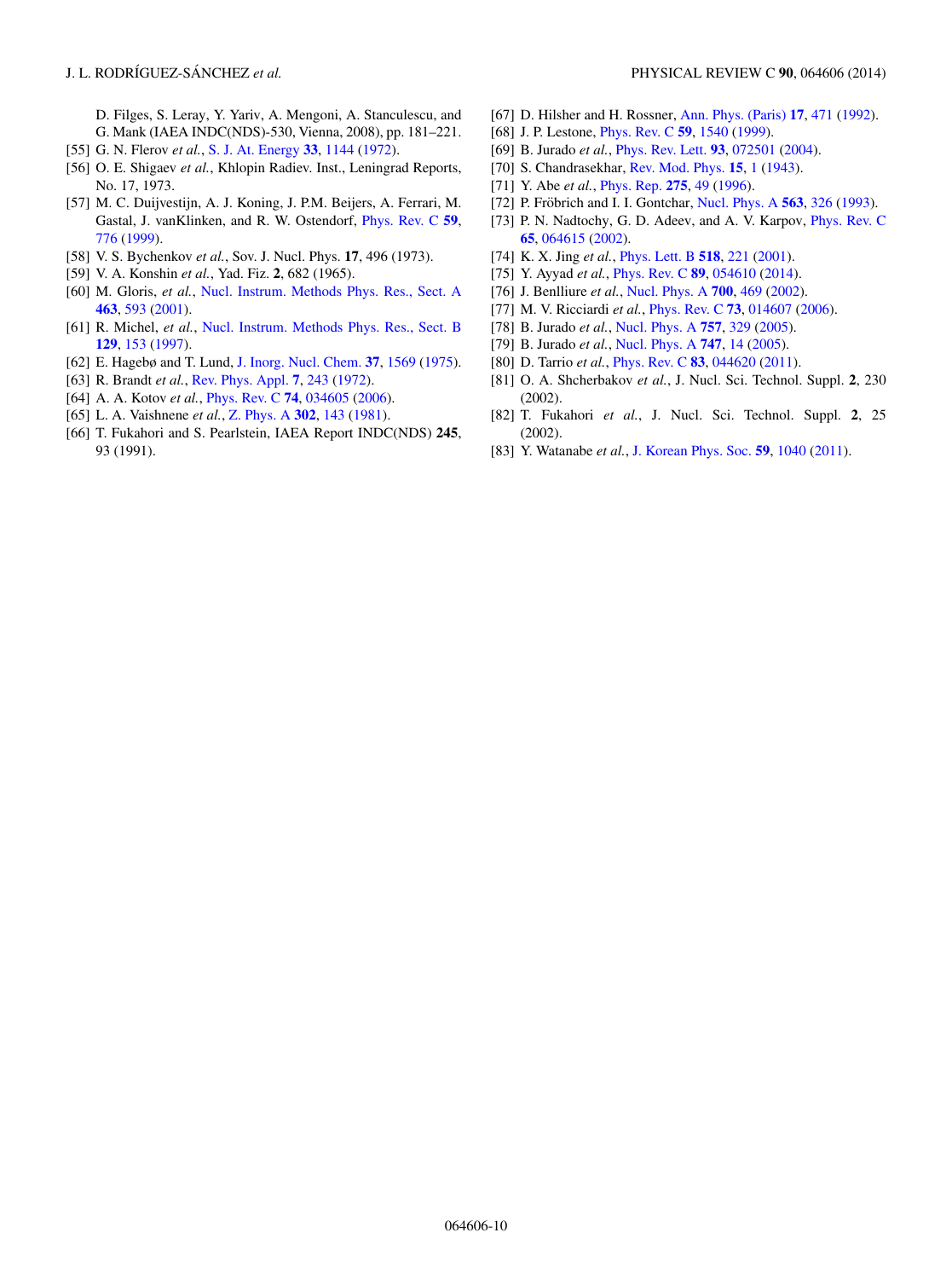D. Filges, S. Leray, Y. Yariv, A. Mengoni, A. Stanculescu, and G. Mank (IAEA INDC(NDS)-530, Vienna, 2008), pp. 181–221.

[55] G. N. Flerov *et al.*, S. J. At. Energy **33**, 1144 (1972).

[56] O. E. Shigaev *et al.*, Khlopin Radiev. Inst., Leningrad Reports, No. 17, 1973.

[57] M. C. Duijvestijn, A. J. Koning, J. P.M. Beijers, A. Ferrari, M. Gastal, J. vanKlinken, and R. W. Ostendorf, Phys. Rev. C **59**, 776 (1999).

[58] V. S. Bychenkov *et al.*, Sov. J. Nucl. Phys. **17**, 496 (1973).

[59] V. A. Konshin *et al.*, Yad. Fiz. **2**, 682 (1965).

[60] M. Gloris, *et al.*, Nucl. Instrum. Methods Phys. Res., Sect. A **463**, 593 (2001).

[61] R. Michel, *et al.*, Nucl. Instrum. Methods Phys. Res., Sect. B **129**, 153 (1997).

[62] E. Hagebø and T. Lund, J. Inorg. Nucl. Chem. **37**, 1569 (1975).

[63] R. Brandt *et al.*, Rev. Phys. Appl. **7**, 243 (1972).

[64] A. A. Kotov *et al.*, Phys. Rev. C **74**, 034605 (2006).

[65] L. A. Vaishnene *et al.*, Z. Phys. A **302**, 143 (1981).

[66] T. Fukahori and S. Pearlstein, IAEA Report INDC(NDS) **245**, 93 (1991).

[67] D. Hilsher and H. Rossner, Ann. Phys. (Paris) **17**, 471 (1992).

[68] J. P. Lestone, Phys. Rev. C **59**, 1540 (1999).

[69] B. Jurado *et al.*, Phys. Rev. Lett. **93**, 072501 (2004).

[70] S. Chandrasekhar, Rev. Mod. Phys. **15**, 1 (1943).

[71] Y. Abe *et al.*, Phys. Rep. **275**, 49 (1996).

[72] P. Fröbrich and I. I. Gontchar, Nucl. Phys. A **563**, 326 (1993).

[73] P. N. Nadtochy, G. D. Adeev, and A. V. Karpov, Phys. Rev. C **65**, 064615 (2002).

[74] K. X. Jing *et al.*, Phys. Lett. B **518**, 221 (2001).

[75] Y. Ayyad *et al.*, Phys. Rev. C **89**, 054610 (2014).

[76] J. Benlliure *et al.*, Nucl. Phys. A **700**, 469 (2002).

[77] M. V. Ricciardi *et al.*, Phys. Rev. C **73**, 014607 (2006).

[78] B. Jurado *et al.*, Nucl. Phys. A **757**, 329 (2005).

[79] B. Jurado *et al.*, Nucl. Phys. A **747**, 14 (2005).

[80] D. Tarrio *et al.*, Phys. Rev. C **83**, 044620 (2011).

[81] O. A. Shcherbakov *et al.*, J. Nucl. Sci. Technol. Suppl. **2**, 230 (2002).

[82] T. Fukahori *et al.*, J. Nucl. Sci. Technol. Suppl. **2**, 25 (2002).

[83] Y. Watanabe *et al.*, J. Korean Phys. Soc. **59**, 1040 (2011).